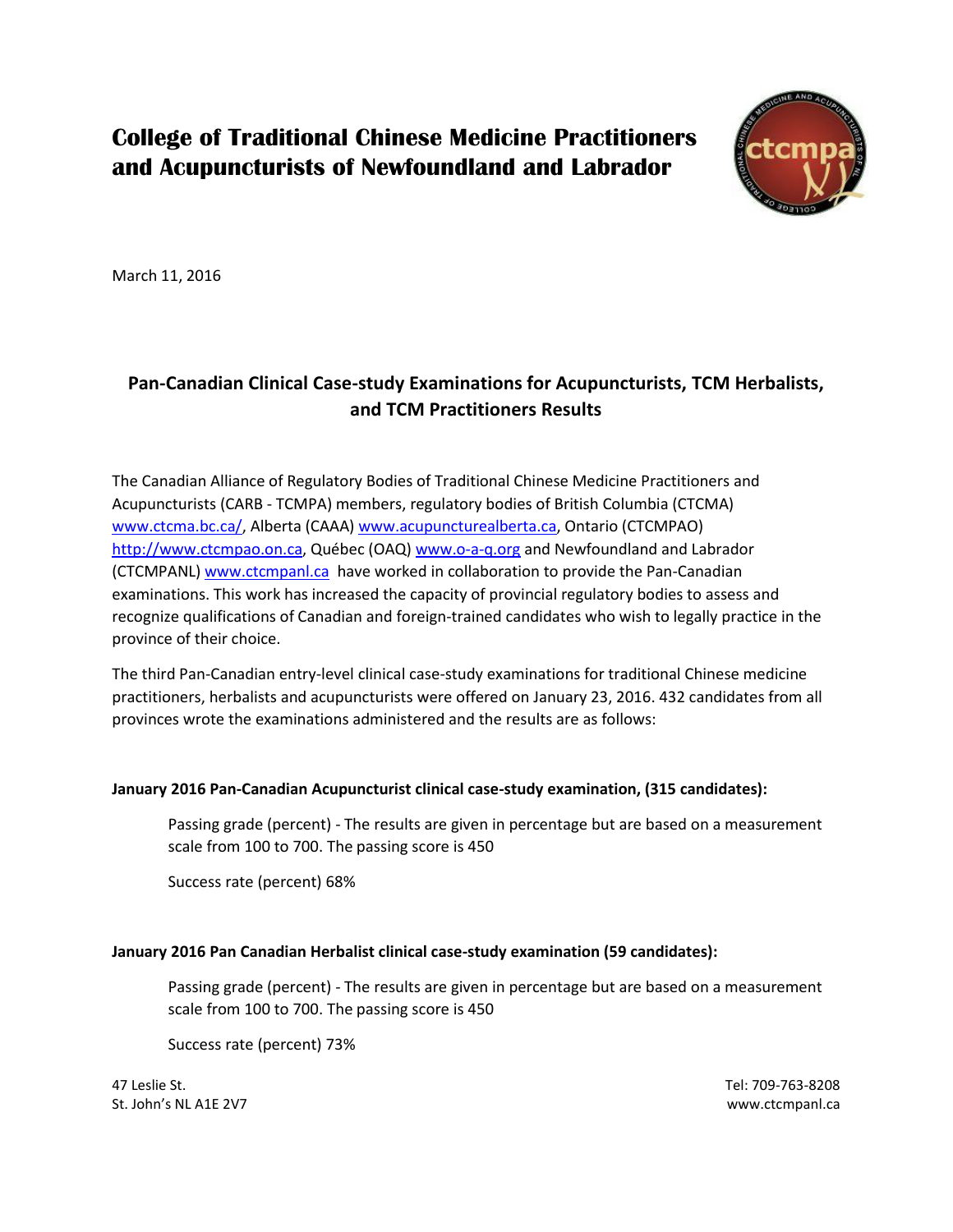# College of Traditional Chinese Medicine Practitioners and Acupuncturists of Newfoundland and Labrador

March 11, 2016

## Pan-Canadian Clinical Case-study Examinations for Acupuncturists, TCM Herbalists, and TCM Practitioners Results

The Canadian Alliance of Regulatory Bodies of Traditional Chinese Medicine Practitioners and Acupuncturists (CARB - TCMPA) members, regulatory bodies of British Columbia (CTCMA) www.ctcma.bc.ca/, Alberta (CAAA) www.acupuncturealberta.ca, Ontario (CTCMPAO) http://www.ctcmpao.on.ca, Québec (OAQ) www.o-a-q.org and Newfoundland and Labrador (CTCMPANL) www.ctcmpanl.ca have worked in collaboration to provide the Pan-Canadian examinations. This work has increased the capacity of provincial regulatory bodies to assess and recognize qualifications of Canadian and foreign-trained candidates who wish to legally practice in the province of their choice.

The third Pan-Canadian entry-level clinical case-study examinations for traditional Chinese medicine practitioners, herbalists and acupuncturists were offered on January 23, 2016. 432 candidates from all provinces wrote the examinations administered and the results are as follows:

**January 2016 Pan-Canadian Acupuncturist clinical case-study examination, (315 candidates):**

Passing grade (percent) - The results are given in percentage but are based on a measurement scale from 100 to 700. The passing score is 450

Success rate (percent) 68%

**January 2016 Pan Canadian Herbalist clinical case-study examination (59 candidates):**

Passing grade (percent) - The results are given in percentage but are based on a measurement scale from 100 to 700. The passing score is 450

Success rate (percent) 73%

47 Leslie St.
St. John's NL A1E 2V7

Tel: 709-763-8208
www.ctcmpanl.ca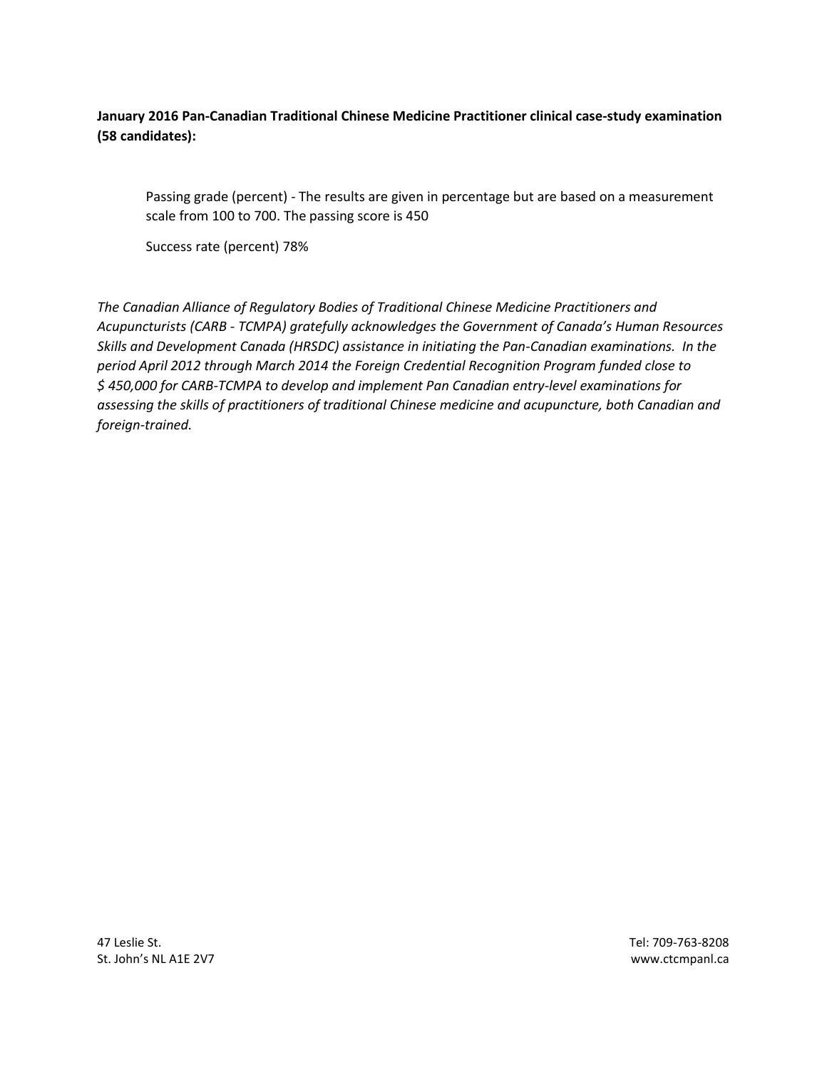**January 2016 Pan-Canadian Traditional Chinese Medicine Practitioner clinical case-study examination (58 candidates):**

Passing grade (percent) - The results are given in percentage but are based on a measurement scale from 100 to 700. The passing score is 450

Success rate (percent) 78%

*The Canadian Alliance of Regulatory Bodies of Traditional Chinese Medicine Practitioners and Acupuncturists (CARB - TCMPA) gratefully acknowledges the Government of Canada's Human Resources Skills and Development Canada (HRSDC) assistance in initiating the Pan-Canadian examinations. In the period April 2012 through March 2014 the Foreign Credential Recognition Program funded close to $ 450,000 for CARB-TCMPA to develop and implement Pan Canadian entry-level examinations for assessing the skills of practitioners of traditional Chinese medicine and acupuncture, both Canadian and foreign-trained.*

47 Leslie St.
St. John's NL A1E 2V7

Tel: 709-763-8208
www.ctcmpanl.ca